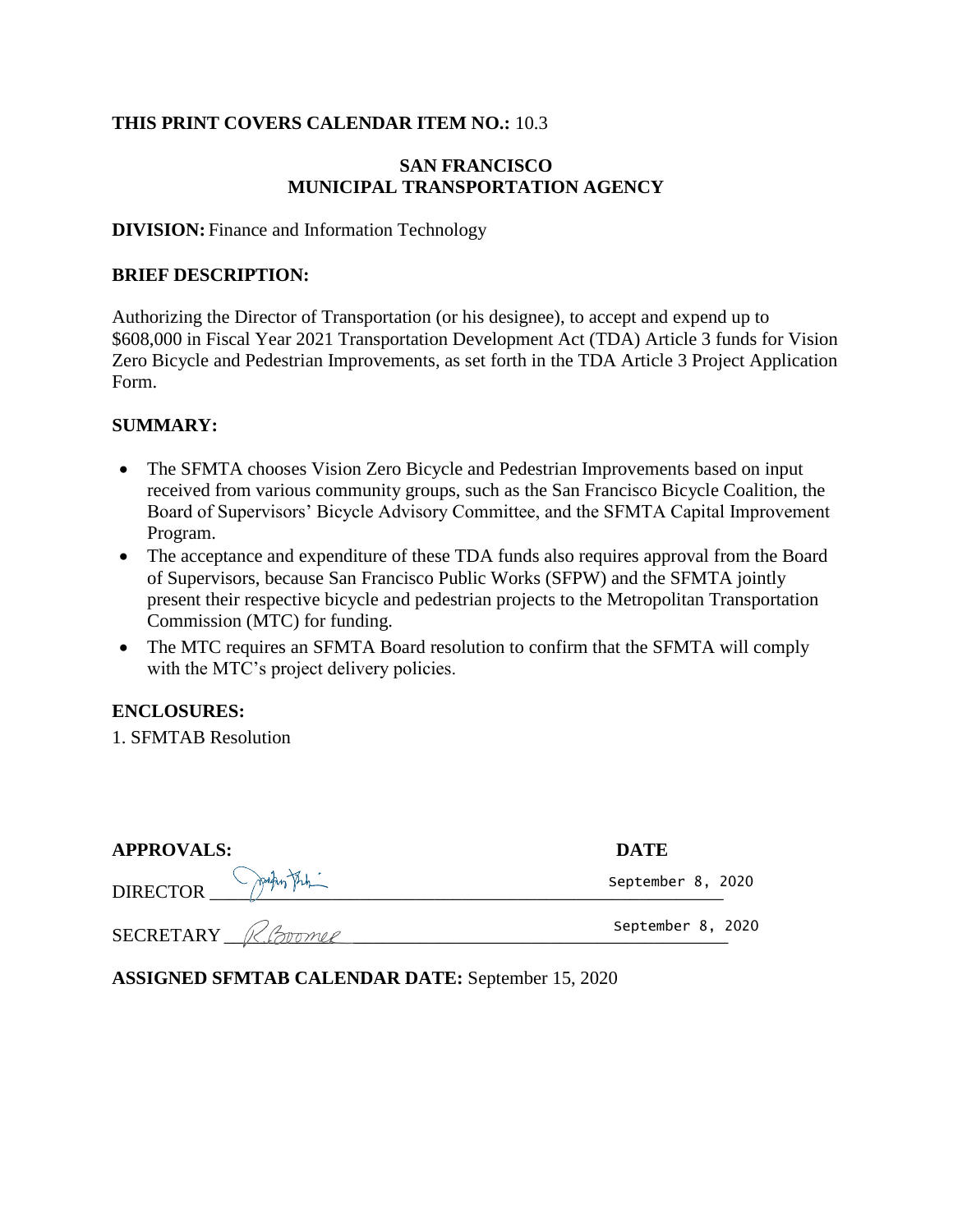**THIS PRINT COVERS CALENDAR ITEM NO.:** 10.3

**SAN FRANCISCO**
**MUNICIPAL TRANSPORTATION AGENCY**

**DIVISION:** Finance and Information Technology

**BRIEF DESCRIPTION:**

Authorizing the Director of Transportation (or his designee), to accept and expend up to $608,000 in Fiscal Year 2021 Transportation Development Act (TDA) Article 3 funds for Vision Zero Bicycle and Pedestrian Improvements, as set forth in the TDA Article 3 Project Application Form.

**SUMMARY:**

- The SFMTA chooses Vision Zero Bicycle and Pedestrian Improvements based on input received from various community groups, such as the San Francisco Bicycle Coalition, the Board of Supervisors' Bicycle Advisory Committee, and the SFMTA Capital Improvement Program.
- The acceptance and expenditure of these TDA funds also requires approval from the Board of Supervisors, because San Francisco Public Works (SFPW) and the SFMTA jointly present their respective bicycle and pedestrian projects to the Metropolitan Transportation Commission (MTC) for funding.
- The MTC requires an SFMTA Board resolution to confirm that the SFMTA will comply with the MTC's project delivery policies.

**ENCLOSURES:**

1. SFMTAB Resolution

| **APPROVALS:** | **DATE** |
|---|---|
| DIRECTOR | September 8, 2020 |
| SECRETARY R.Boomer | September 8, 2020 |

**ASSIGNED SFMTAB CALENDAR DATE:** September 15, 2020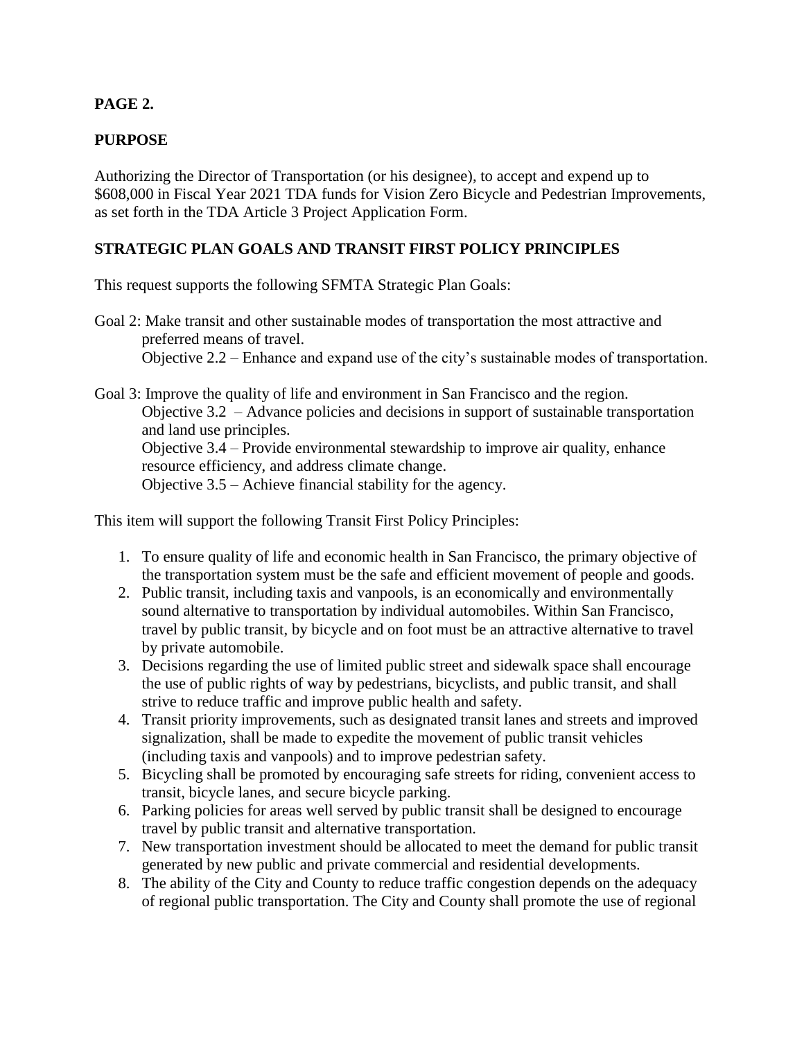**PAGE 2.**

**PURPOSE**

Authorizing the Director of Transportation (or his designee), to accept and expend up to $608,000 in Fiscal Year 2021 TDA funds for Vision Zero Bicycle and Pedestrian Improvements, as set forth in the TDA Article 3 Project Application Form.

**STRATEGIC PLAN GOALS AND TRANSIT FIRST POLICY PRINCIPLES**

This request supports the following SFMTA Strategic Plan Goals:

Goal 2: Make transit and other sustainable modes of transportation the most attractive and preferred means of travel.
Objective 2.2 – Enhance and expand use of the city's sustainable modes of transportation.

Goal 3: Improve the quality of life and environment in San Francisco and the region.
Objective 3.2 – Advance policies and decisions in support of sustainable transportation and land use principles.
Objective 3.4 – Provide environmental stewardship to improve air quality, enhance resource efficiency, and address climate change.
Objective 3.5 – Achieve financial stability for the agency.

This item will support the following Transit First Policy Principles:

1. To ensure quality of life and economic health in San Francisco, the primary objective of the transportation system must be the safe and efficient movement of people and goods.
2. Public transit, including taxis and vanpools, is an economically and environmentally sound alternative to transportation by individual automobiles. Within San Francisco, travel by public transit, by bicycle and on foot must be an attractive alternative to travel by private automobile.
3. Decisions regarding the use of limited public street and sidewalk space shall encourage the use of public rights of way by pedestrians, bicyclists, and public transit, and shall strive to reduce traffic and improve public health and safety.
4. Transit priority improvements, such as designated transit lanes and streets and improved signalization, shall be made to expedite the movement of public transit vehicles (including taxis and vanpools) and to improve pedestrian safety.
5. Bicycling shall be promoted by encouraging safe streets for riding, convenient access to transit, bicycle lanes, and secure bicycle parking.
6. Parking policies for areas well served by public transit shall be designed to encourage travel by public transit and alternative transportation.
7. New transportation investment should be allocated to meet the demand for public transit generated by new public and private commercial and residential developments.
8. The ability of the City and County to reduce traffic congestion depends on the adequacy of regional public transportation. The City and County shall promote the use of regional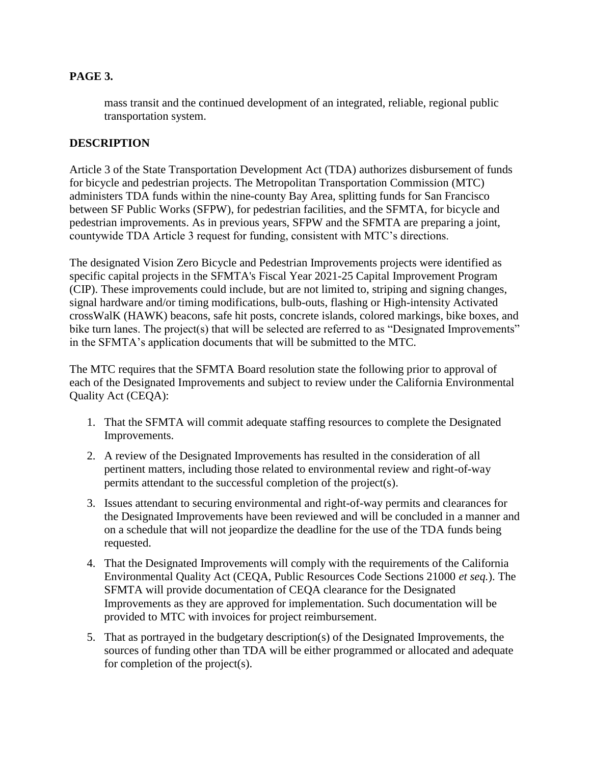mass transit and the continued development of an integrated, reliable, regional public transportation system.

## DESCRIPTION

Article 3 of the State Transportation Development Act (TDA) authorizes disbursement of funds for bicycle and pedestrian projects. The Metropolitan Transportation Commission (MTC) administers TDA funds within the nine-county Bay Area, splitting funds for San Francisco between SF Public Works (SFPW), for pedestrian facilities, and the SFMTA, for bicycle and pedestrian improvements. As in previous years, SFPW and the SFMTA are preparing a joint, countywide TDA Article 3 request for funding, consistent with MTC's directions.

The designated Vision Zero Bicycle and Pedestrian Improvements projects were identified as specific capital projects in the SFMTA's Fiscal Year 2021-25 Capital Improvement Program (CIP). These improvements could include, but are not limited to, striping and signing changes, signal hardware and/or timing modifications, bulb-outs, flashing or High-intensity Activated crossWalK (HAWK) beacons, safe hit posts, concrete islands, colored markings, bike boxes, and bike turn lanes. The project(s) that will be selected are referred to as "Designated Improvements" in the SFMTA's application documents that will be submitted to the MTC.

The MTC requires that the SFMTA Board resolution state the following prior to approval of each of the Designated Improvements and subject to review under the California Environmental Quality Act (CEQA):

1. That the SFMTA will commit adequate staffing resources to complete the Designated Improvements.
2. A review of the Designated Improvements has resulted in the consideration of all pertinent matters, including those related to environmental review and right-of-way permits attendant to the successful completion of the project(s).
3. Issues attendant to securing environmental and right-of-way permits and clearances for the Designated Improvements have been reviewed and will be concluded in a manner and on a schedule that will not jeopardize the deadline for the use of the TDA funds being requested.
4. That the Designated Improvements will comply with the requirements of the California Environmental Quality Act (CEQA, Public Resources Code Sections 21000 *et seq.*). The SFMTA will provide documentation of CEQA clearance for the Designated Improvements as they are approved for implementation. Such documentation will be provided to MTC with invoices for project reimbursement.
5. That as portrayed in the budgetary description(s) of the Designated Improvements, the sources of funding other than TDA will be either programmed or allocated and adequate for completion of the project(s).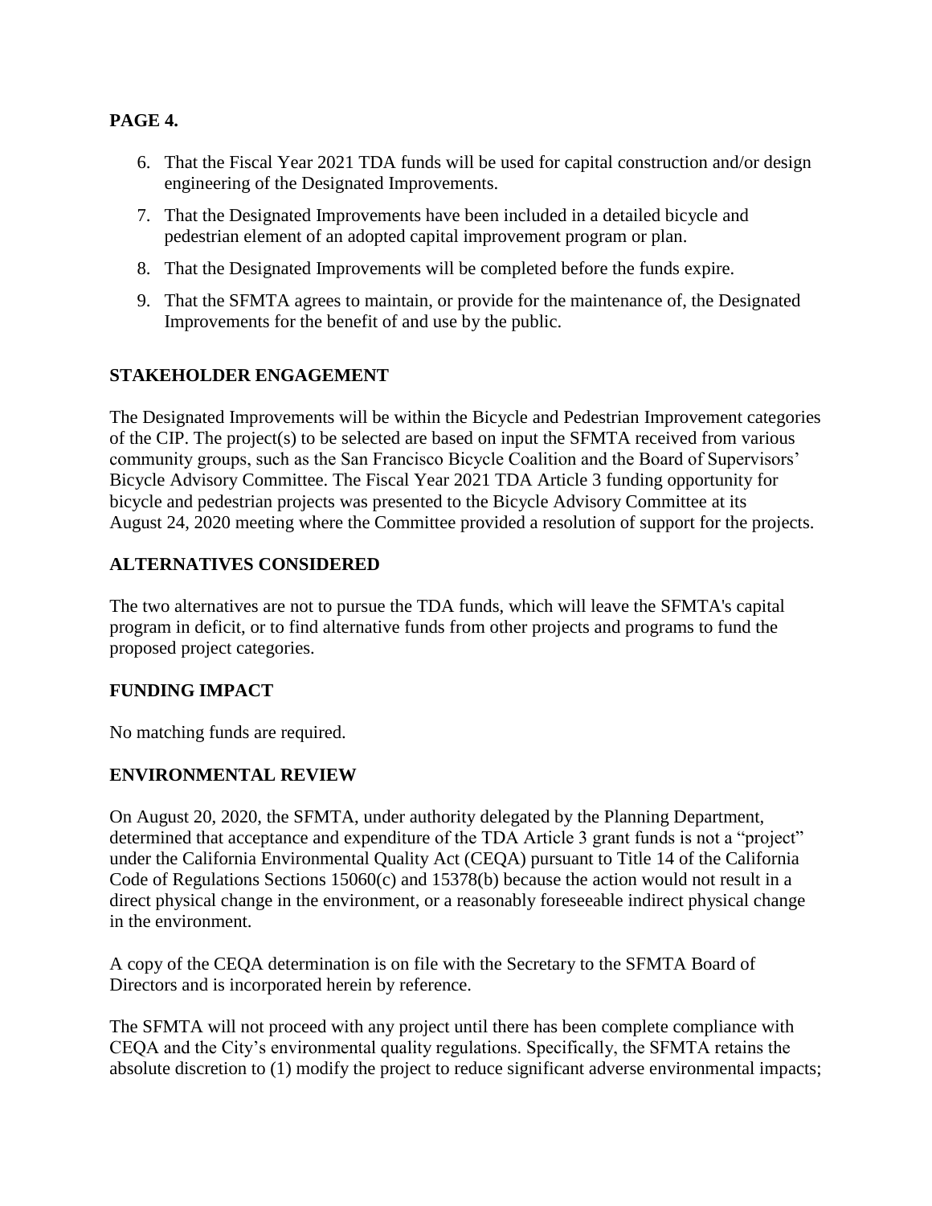6. That the Fiscal Year 2021 TDA funds will be used for capital construction and/or design engineering of the Designated Improvements.
7. That the Designated Improvements have been included in a detailed bicycle and pedestrian element of an adopted capital improvement program or plan.
8. That the Designated Improvements will be completed before the funds expire.
9. That the SFMTA agrees to maintain, or provide for the maintenance of, the Designated Improvements for the benefit of and use by the public.

## STAKEHOLDER ENGAGEMENT

The Designated Improvements will be within the Bicycle and Pedestrian Improvement categories of the CIP. The project(s) to be selected are based on input the SFMTA received from various community groups, such as the San Francisco Bicycle Coalition and the Board of Supervisors' Bicycle Advisory Committee. The Fiscal Year 2021 TDA Article 3 funding opportunity for bicycle and pedestrian projects was presented to the Bicycle Advisory Committee at its August 24, 2020 meeting where the Committee provided a resolution of support for the projects.

## ALTERNATIVES CONSIDERED

The two alternatives are not to pursue the TDA funds, which will leave the SFMTA's capital program in deficit, or to find alternative funds from other projects and programs to fund the proposed project categories.

## FUNDING IMPACT

No matching funds are required.

## ENVIRONMENTAL REVIEW

On August 20, 2020, the SFMTA, under authority delegated by the Planning Department, determined that acceptance and expenditure of the TDA Article 3 grant funds is not a "project" under the California Environmental Quality Act (CEQA) pursuant to Title 14 of the California Code of Regulations Sections 15060(c) and 15378(b) because the action would not result in a direct physical change in the environment, or a reasonably foreseeable indirect physical change in the environment.

A copy of the CEQA determination is on file with the Secretary to the SFMTA Board of Directors and is incorporated herein by reference.

The SFMTA will not proceed with any project until there has been complete compliance with CEQA and the City's environmental quality regulations. Specifically, the SFMTA retains the absolute discretion to (1) modify the project to reduce significant adverse environmental impacts;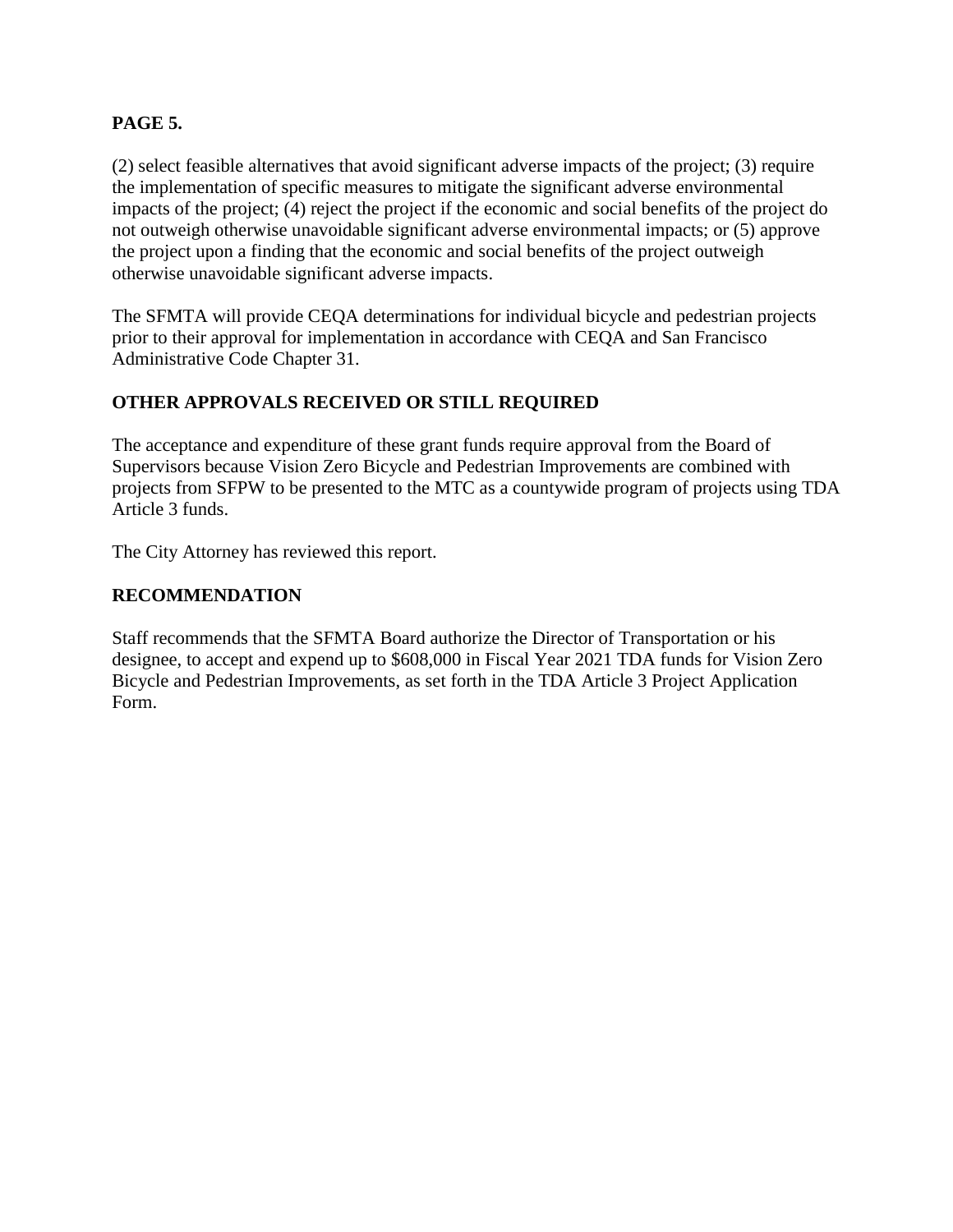**PAGE 5.**

(2) select feasible alternatives that avoid significant adverse impacts of the project; (3) require the implementation of specific measures to mitigate the significant adverse environmental impacts of the project; (4) reject the project if the economic and social benefits of the project do not outweigh otherwise unavoidable significant adverse environmental impacts; or (5) approve the project upon a finding that the economic and social benefits of the project outweigh otherwise unavoidable significant adverse impacts.

The SFMTA will provide CEQA determinations for individual bicycle and pedestrian projects prior to their approval for implementation in accordance with CEQA and San Francisco Administrative Code Chapter 31.

## OTHER APPROVALS RECEIVED OR STILL REQUIRED

The acceptance and expenditure of these grant funds require approval from the Board of Supervisors because Vision Zero Bicycle and Pedestrian Improvements are combined with projects from SFPW to be presented to the MTC as a countywide program of projects using TDA Article 3 funds.

The City Attorney has reviewed this report.

## RECOMMENDATION

Staff recommends that the SFMTA Board authorize the Director of Transportation or his designee, to accept and expend up to $608,000 in Fiscal Year 2021 TDA funds for Vision Zero Bicycle and Pedestrian Improvements, as set forth in the TDA Article 3 Project Application Form.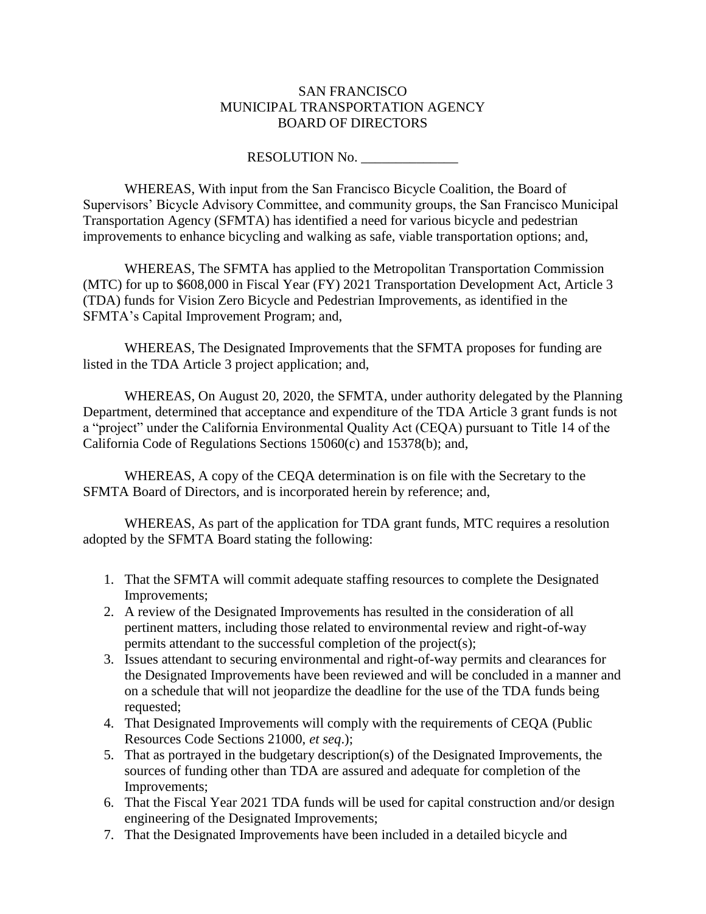SAN FRANCISCO
MUNICIPAL TRANSPORTATION AGENCY
BOARD OF DIRECTORS

RESOLUTION No. ______________

WHEREAS, With input from the San Francisco Bicycle Coalition, the Board of Supervisors' Bicycle Advisory Committee, and community groups, the San Francisco Municipal Transportation Agency (SFMTA) has identified a need for various bicycle and pedestrian improvements to enhance bicycling and walking as safe, viable transportation options; and,

WHEREAS, The SFMTA has applied to the Metropolitan Transportation Commission (MTC) for up to $608,000 in Fiscal Year (FY) 2021 Transportation Development Act, Article 3 (TDA) funds for Vision Zero Bicycle and Pedestrian Improvements, as identified in the SFMTA's Capital Improvement Program; and,

WHEREAS, The Designated Improvements that the SFMTA proposes for funding are listed in the TDA Article 3 project application; and,

WHEREAS, On August 20, 2020, the SFMTA, under authority delegated by the Planning Department, determined that acceptance and expenditure of the TDA Article 3 grant funds is not a "project" under the California Environmental Quality Act (CEQA) pursuant to Title 14 of the California Code of Regulations Sections 15060(c) and 15378(b); and,

WHEREAS, A copy of the CEQA determination is on file with the Secretary to the SFMTA Board of Directors, and is incorporated herein by reference; and,

WHEREAS, As part of the application for TDA grant funds, MTC requires a resolution adopted by the SFMTA Board stating the following:

1. That the SFMTA will commit adequate staffing resources to complete the Designated Improvements;
2. A review of the Designated Improvements has resulted in the consideration of all pertinent matters, including those related to environmental review and right-of-way permits attendant to the successful completion of the project(s);
3. Issues attendant to securing environmental and right-of-way permits and clearances for the Designated Improvements have been reviewed and will be concluded in a manner and on a schedule that will not jeopardize the deadline for the use of the TDA funds being requested;
4. That Designated Improvements will comply with the requirements of CEQA (Public Resources Code Sections 21000, *et seq*.);
5. That as portrayed in the budgetary description(s) of the Designated Improvements, the sources of funding other than TDA are assured and adequate for completion of the Improvements;
6. That the Fiscal Year 2021 TDA funds will be used for capital construction and/or design engineering of the Designated Improvements;
7. That the Designated Improvements have been included in a detailed bicycle and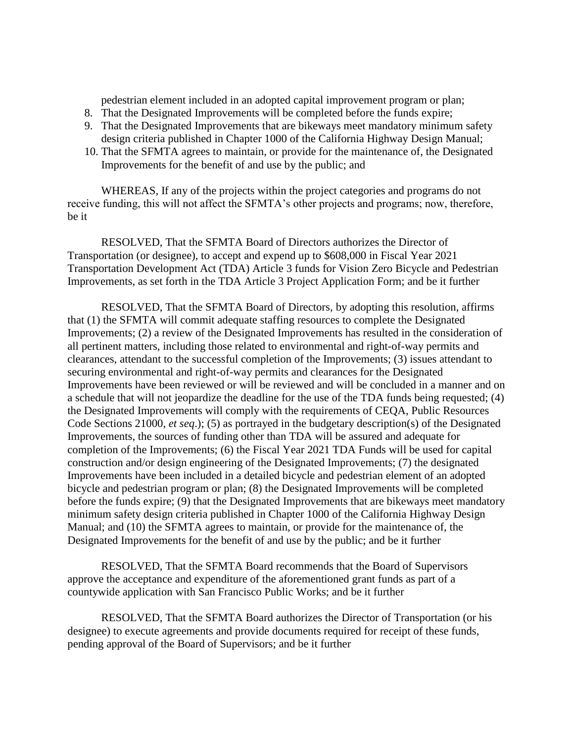pedestrian element included in an adopted capital improvement program or plan;

8. That the Designated Improvements will be completed before the funds expire;
9. That the Designated Improvements that are bikeways meet mandatory minimum safety design criteria published in Chapter 1000 of the California Highway Design Manual;
10. That the SFMTA agrees to maintain, or provide for the maintenance of, the Designated Improvements for the benefit of and use by the public; and

WHEREAS, If any of the projects within the project categories and programs do not receive funding, this will not affect the SFMTA's other projects and programs; now, therefore, be it

RESOLVED, That the SFMTA Board of Directors authorizes the Director of Transportation (or designee), to accept and expend up to $608,000 in Fiscal Year 2021 Transportation Development Act (TDA) Article 3 funds for Vision Zero Bicycle and Pedestrian Improvements, as set forth in the TDA Article 3 Project Application Form; and be it further

RESOLVED, That the SFMTA Board of Directors, by adopting this resolution, affirms that (1) the SFMTA will commit adequate staffing resources to complete the Designated Improvements; (2) a review of the Designated Improvements has resulted in the consideration of all pertinent matters, including those related to environmental and right-of-way permits and clearances, attendant to the successful completion of the Improvements; (3) issues attendant to securing environmental and right-of-way permits and clearances for the Designated Improvements have been reviewed or will be reviewed and will be concluded in a manner and on a schedule that will not jeopardize the deadline for the use of the TDA funds being requested; (4) the Designated Improvements will comply with the requirements of CEQA, Public Resources Code Sections 21000, *et seq*.); (5) as portrayed in the budgetary description(s) of the Designated Improvements, the sources of funding other than TDA will be assured and adequate for completion of the Improvements; (6) the Fiscal Year 2021 TDA Funds will be used for capital construction and/or design engineering of the Designated Improvements; (7) the designated Improvements have been included in a detailed bicycle and pedestrian element of an adopted bicycle and pedestrian program or plan; (8) the Designated Improvements will be completed before the funds expire; (9) that the Designated Improvements that are bikeways meet mandatory minimum safety design criteria published in Chapter 1000 of the California Highway Design Manual; and (10) the SFMTA agrees to maintain, or provide for the maintenance of, the Designated Improvements for the benefit of and use by the public; and be it further

RESOLVED, That the SFMTA Board recommends that the Board of Supervisors approve the acceptance and expenditure of the aforementioned grant funds as part of a countywide application with San Francisco Public Works; and be it further

RESOLVED, That the SFMTA Board authorizes the Director of Transportation (or his designee) to execute agreements and provide documents required for receipt of these funds, pending approval of the Board of Supervisors; and be it further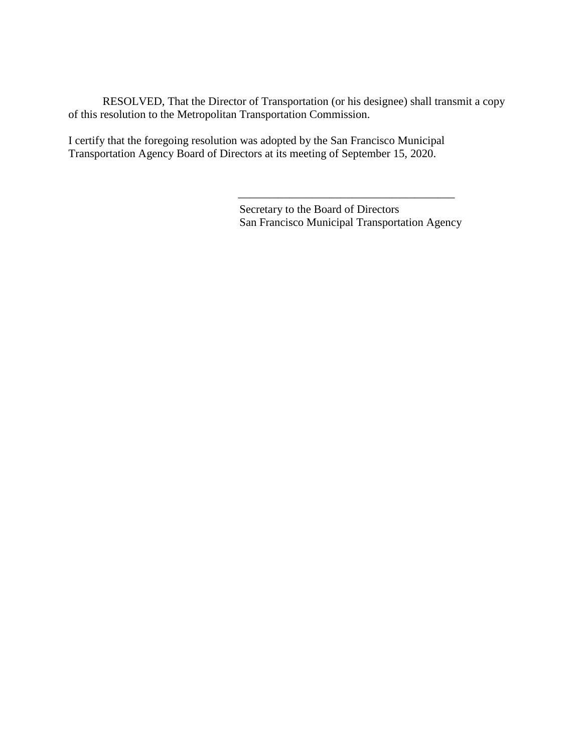RESOLVED, That the Director of Transportation (or his designee) shall transmit a copy of this resolution to the Metropolitan Transportation Commission.

I certify that the foregoing resolution was adopted by the San Francisco Municipal Transportation Agency Board of Directors at its meeting of September 15, 2020.

\_\_\_\_\_\_\_\_\_\_\_\_\_\_\_\_\_\_\_\_\_\_\_\_\_\_\_\_\_\_\_\_\_\_\_\_\_\_

Secretary to the Board of Directors
San Francisco Municipal Transportation Agency